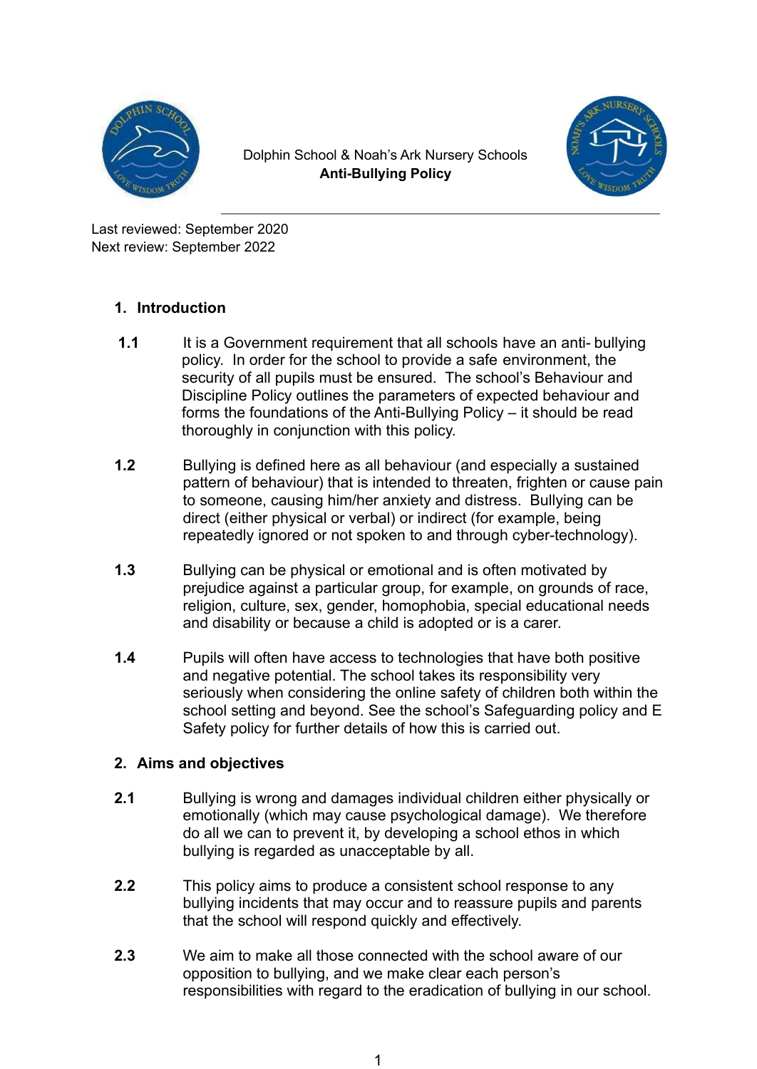Dolphin School & Noah's Ark Nursery Schools

# Anti-Bullying Policy

Last reviewed: September 2020
Next review: September 2022

## 1. Introduction

**1.1** It is a Government requirement that all schools have an anti- bullying policy. In order for the school to provide a safe environment, the security of all pupils must be ensured. The school's Behaviour and Discipline Policy outlines the parameters of expected behaviour and forms the foundations of the Anti-Bullying Policy – it should be read thoroughly in conjunction with this policy.

**1.2** Bullying is defined here as all behaviour (and especially a sustained pattern of behaviour) that is intended to threaten, frighten or cause pain to someone, causing him/her anxiety and distress. Bullying can be direct (either physical or verbal) or indirect (for example, being repeatedly ignored or not spoken to and through cyber-technology).

**1.3** Bullying can be physical or emotional and is often motivated by prejudice against a particular group, for example, on grounds of race, religion, culture, sex, gender, homophobia, special educational needs and disability or because a child is adopted or is a carer.

**1.4** Pupils will often have access to technologies that have both positive and negative potential. The school takes its responsibility very seriously when considering the online safety of children both within the school setting and beyond. See the school's Safeguarding policy and E Safety policy for further details of how this is carried out.

## 2. Aims and objectives

**2.1** Bullying is wrong and damages individual children either physically or emotionally (which may cause psychological damage). We therefore do all we can to prevent it, by developing a school ethos in which bullying is regarded as unacceptable by all.

**2.2** This policy aims to produce a consistent school response to any bullying incidents that may occur and to reassure pupils and parents that the school will respond quickly and effectively.

**2.3** We aim to make all those connected with the school aware of our opposition to bullying, and we make clear each person's responsibilities with regard to the eradication of bullying in our school.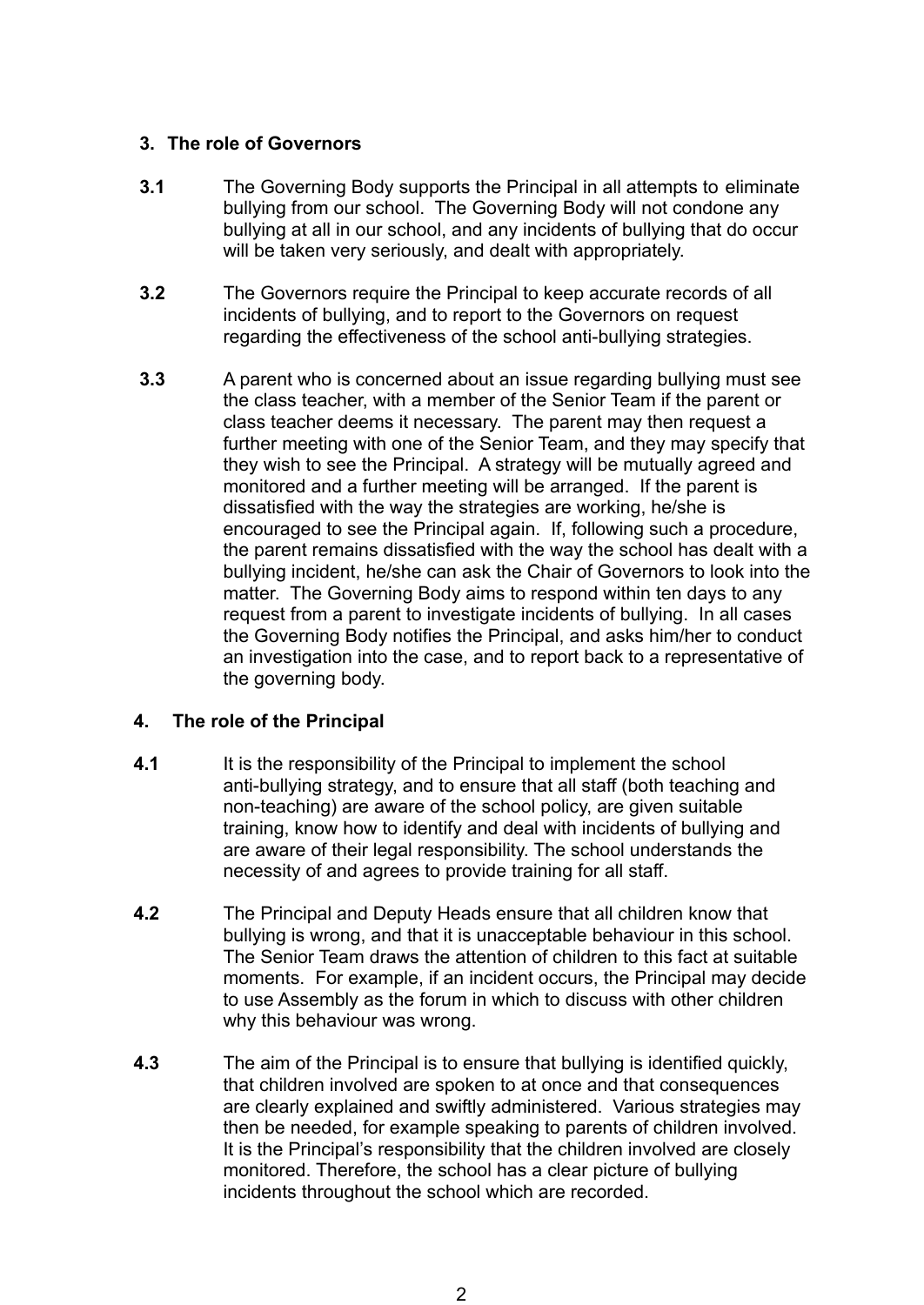## 3. The role of Governors

**3.1** The Governing Body supports the Principal in all attempts to eliminate bullying from our school. The Governing Body will not condone any bullying at all in our school, and any incidents of bullying that do occur will be taken very seriously, and dealt with appropriately.

**3.2** The Governors require the Principal to keep accurate records of all incidents of bullying, and to report to the Governors on request regarding the effectiveness of the school anti-bullying strategies.

**3.3** A parent who is concerned about an issue regarding bullying must see the class teacher, with a member of the Senior Team if the parent or class teacher deems it necessary. The parent may then request a further meeting with one of the Senior Team, and they may specify that they wish to see the Principal. A strategy will be mutually agreed and monitored and a further meeting will be arranged. If the parent is dissatisfied with the way the strategies are working, he/she is encouraged to see the Principal again. If, following such a procedure, the parent remains dissatisfied with the way the school has dealt with a bullying incident, he/she can ask the Chair of Governors to look into the matter. The Governing Body aims to respond within ten days to any request from a parent to investigate incidents of bullying. In all cases the Governing Body notifies the Principal, and asks him/her to conduct an investigation into the case, and to report back to a representative of the governing body.

## 4. The role of the Principal

**4.1** It is the responsibility of the Principal to implement the school anti-bullying strategy, and to ensure that all staff (both teaching and non-teaching) are aware of the school policy, are given suitable training, know how to identify and deal with incidents of bullying and are aware of their legal responsibility. The school understands the necessity of and agrees to provide training for all staff.

**4.2** The Principal and Deputy Heads ensure that all children know that bullying is wrong, and that it is unacceptable behaviour in this school. The Senior Team draws the attention of children to this fact at suitable moments. For example, if an incident occurs, the Principal may decide to use Assembly as the forum in which to discuss with other children why this behaviour was wrong.

**4.3** The aim of the Principal is to ensure that bullying is identified quickly, that children involved are spoken to at once and that consequences are clearly explained and swiftly administered. Various strategies may then be needed, for example speaking to parents of children involved. It is the Principal's responsibility that the children involved are closely monitored. Therefore, the school has a clear picture of bullying incidents throughout the school which are recorded.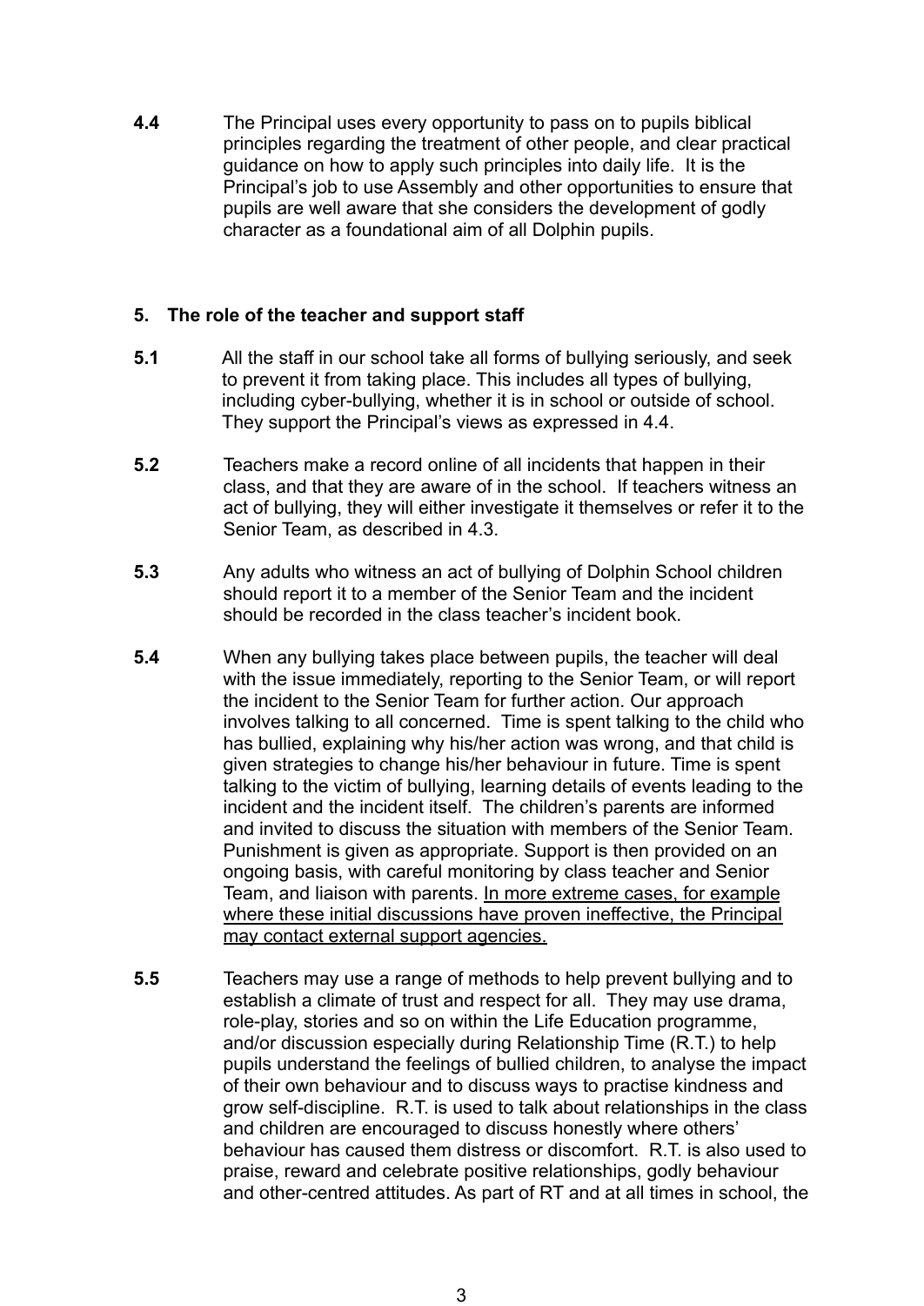**4.4** The Principal uses every opportunity to pass on to pupils biblical principles regarding the treatment of other people, and clear practical guidance on how to apply such principles into daily life. It is the Principal's job to use Assembly and other opportunities to ensure that pupils are well aware that she considers the development of godly character as a foundational aim of all Dolphin pupils.

## 5. The role of the teacher and support staff

**5.1** All the staff in our school take all forms of bullying seriously, and seek to prevent it from taking place. This includes all types of bullying, including cyber-bullying, whether it is in school or outside of school. They support the Principal's views as expressed in 4.4.

**5.2** Teachers make a record online of all incidents that happen in their class, and that they are aware of in the school. If teachers witness an act of bullying, they will either investigate it themselves or refer it to the Senior Team, as described in 4.3.

**5.3** Any adults who witness an act of bullying of Dolphin School children should report it to a member of the Senior Team and the incident should be recorded in the class teacher's incident book.

**5.4** When any bullying takes place between pupils, the teacher will deal with the issue immediately, reporting to the Senior Team, or will report the incident to the Senior Team for further action. Our approach involves talking to all concerned. Time is spent talking to the child who has bullied, explaining why his/her action was wrong, and that child is given strategies to change his/her behaviour in future. Time is spent talking to the victim of bullying, learning details of events leading to the incident and the incident itself. The children's parents are informed and invited to discuss the situation with members of the Senior Team. Punishment is given as appropriate. Support is then provided on an ongoing basis, with careful monitoring by class teacher and Senior Team, and liaison with parents. <u>In more extreme cases, for example where these initial discussions have proven ineffective, the Principal may contact external support agencies.</u>

**5.5** Teachers may use a range of methods to help prevent bullying and to establish a climate of trust and respect for all. They may use drama, role-play, stories and so on within the Life Education programme, and/or discussion especially during Relationship Time (R.T.) to help pupils understand the feelings of bullied children, to analyse the impact of their own behaviour and to discuss ways to practise kindness and grow self-discipline. R.T. is used to talk about relationships in the class and children are encouraged to discuss honestly where others' behaviour has caused them distress or discomfort. R.T. is also used to praise, reward and celebrate positive relationships, godly behaviour and other-centred attitudes. As part of RT and at all times in school, the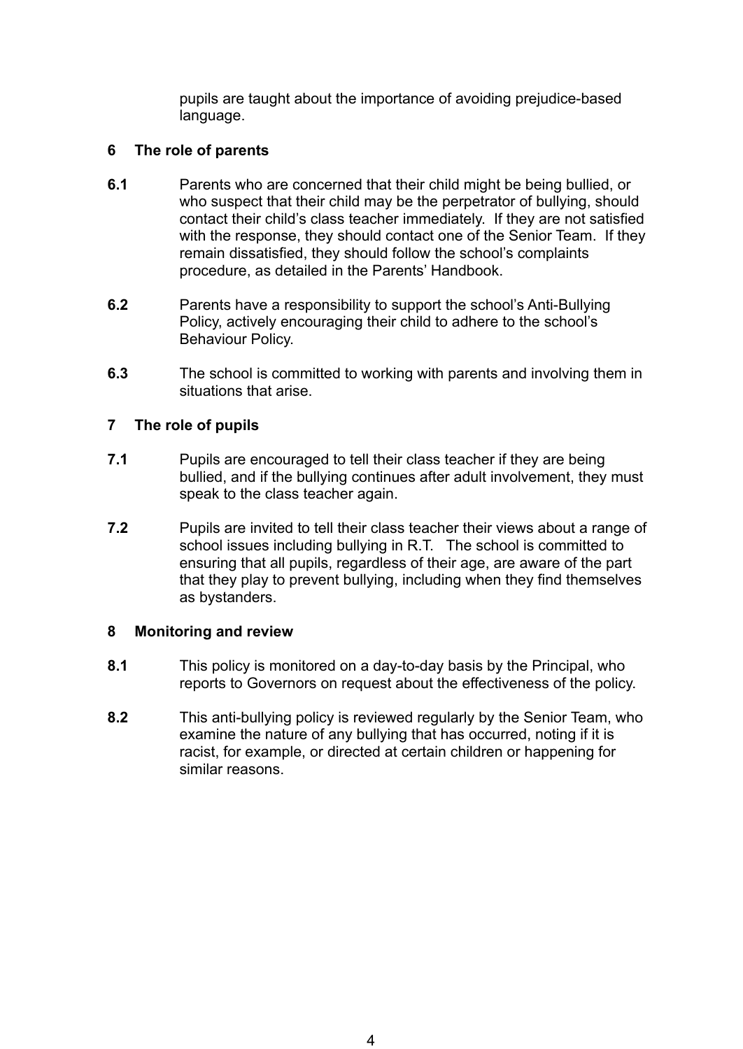pupils are taught about the importance of avoiding prejudice-based language.

## 6 The role of parents

**6.1** Parents who are concerned that their child might be being bullied, or who suspect that their child may be the perpetrator of bullying, should contact their child's class teacher immediately. If they are not satisfied with the response, they should contact one of the Senior Team. If they remain dissatisfied, they should follow the school's complaints procedure, as detailed in the Parents' Handbook.

**6.2** Parents have a responsibility to support the school's Anti-Bullying Policy, actively encouraging their child to adhere to the school's Behaviour Policy.

**6.3** The school is committed to working with parents and involving them in situations that arise.

## 7 The role of pupils

**7.1** Pupils are encouraged to tell their class teacher if they are being bullied, and if the bullying continues after adult involvement, they must speak to the class teacher again.

**7.2** Pupils are invited to tell their class teacher their views about a range of school issues including bullying in R.T. The school is committed to ensuring that all pupils, regardless of their age, are aware of the part that they play to prevent bullying, including when they find themselves as bystanders.

## 8 Monitoring and review

**8.1** This policy is monitored on a day-to-day basis by the Principal, who reports to Governors on request about the effectiveness of the policy.

**8.2** This anti-bullying policy is reviewed regularly by the Senior Team, who examine the nature of any bullying that has occurred, noting if it is racist, for example, or directed at certain children or happening for similar reasons.